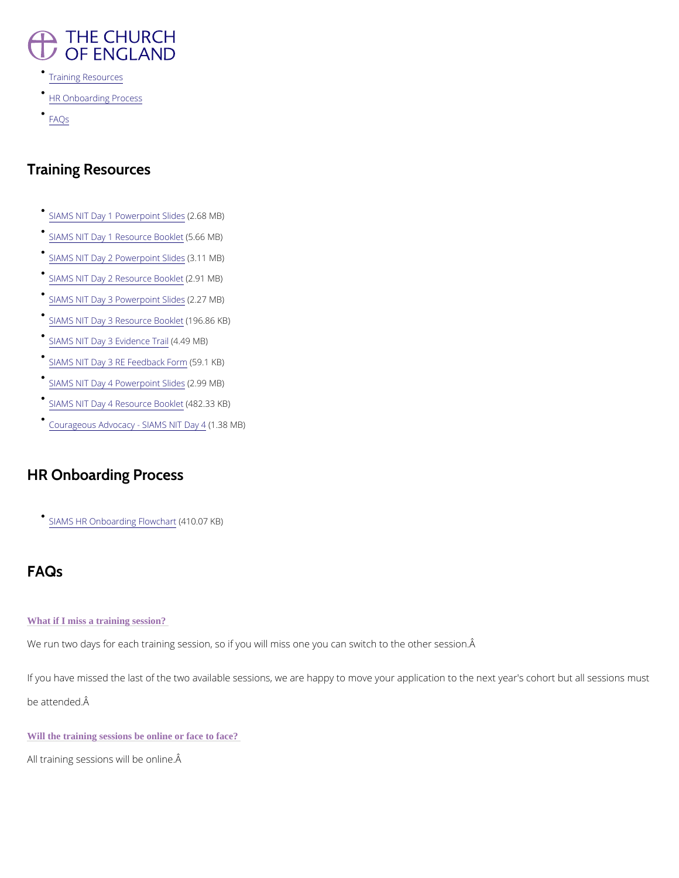THE CHURCH OF ENGLAND

- Training Resources
- HR Onboarding Process
- FAQs

## Training Resources

- SIAMS NIT Day 1 Powerpoint Slides (2.68 MB)
- SIAMS NIT Day 1 Resource Booklet (5.66 MB)
- SIAMS NIT Day 2 Powerpoint Slides (3.11 MB)
- SIAMS NIT Day 2 Resource Booklet (2.91 MB)
- SIAMS NIT Day 3 Powerpoint Slides (2.27 MB)
- SIAMS NIT Day 3 Resource Booklet (196.86 KB)
- SIAMS NIT Day 3 Evidence Trail (4.49 MB)
- SIAMS NIT Day 3 RE Feedback Form (59.1 KB)
- SIAMS NIT Day 4 Powerpoint Slides (2.99 MB)
- SIAMS NIT Day 4 Resource Booklet (482.33 KB)
- Courageous Advocacy - SIAMS NIT Day 4 (1.38 MB)

## HR Onboarding Process

- SIAMS HR Onboarding Flowchart (410.07 KB)

## FAQs

**What if I miss a training session?**

We run two days for each training session, so if you will miss one you can switch to the other session.Â

If you have missed the last of the two available sessions, we are happy to move your application to the next year's cohort but all sessions must be attended.Â

**Will the training sessions be online or face to face?**

All training sessions will be online.Â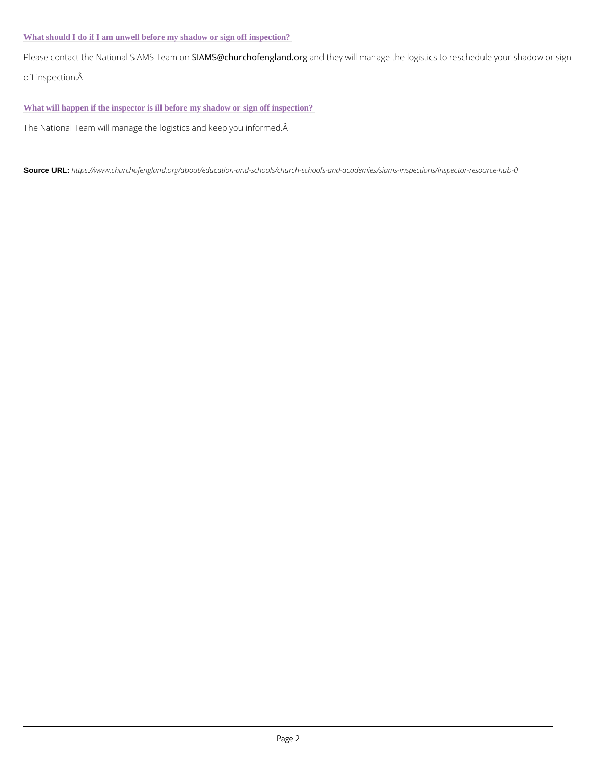### What should I do if I am unwell before my shadow or sign off inspection?

Please contact the National SIAMS Team on SIAMS@churchofengland.org and they will manage the logistics to reschedule your shadow or sign off inspection.Â

### What will happen if the inspector is ill before my shadow or sign off inspection?

The National Team will manage the logistics and keep you informed.Â

---

**Source URL:** https://www.churchofengland.org/about/education-and-schools/church-schools-and-academies/siams-inspections/inspector-resource-hub-0